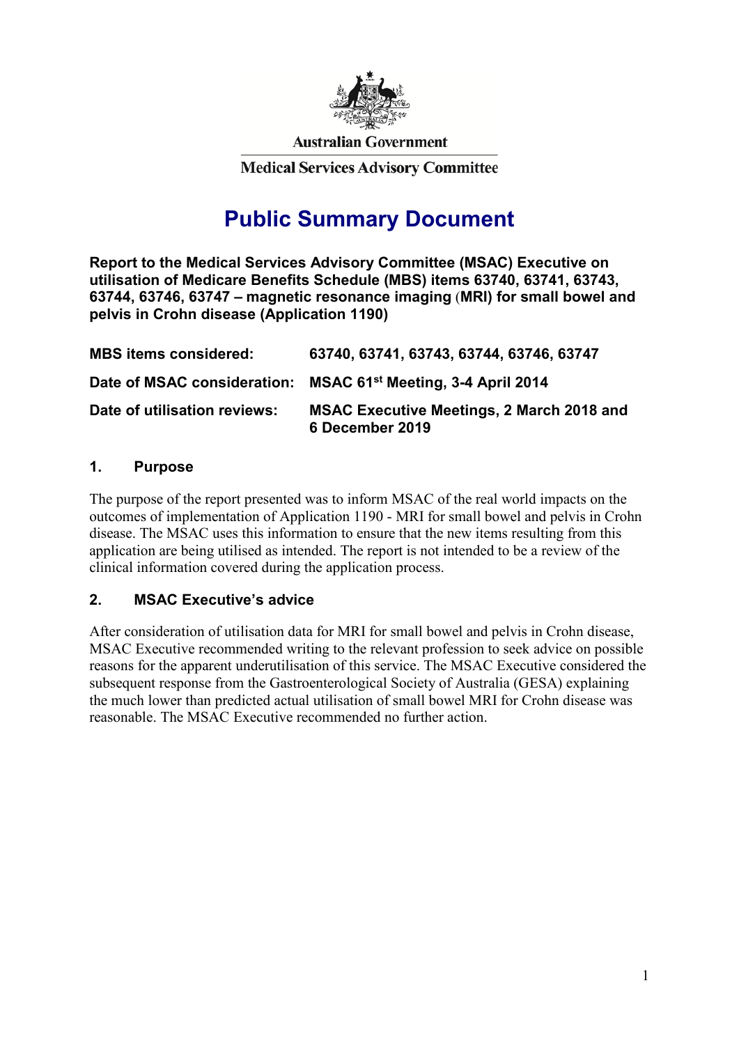Australian Government

Medical Services Advisory Committee

# Public Summary Document

**Report to the Medical Services Advisory Committee (MSAC) Executive on utilisation of Medicare Benefits Schedule (MBS) items 63740, 63741, 63743, 63744, 63746, 63747 – magnetic resonance imaging (MRI) for small bowel and pelvis in Crohn disease (Application 1190)**

| | |
|---|---|
| **MBS items considered:** | **63740, 63741, 63743, 63744, 63746, 63747** |
| **Date of MSAC consideration:** | **MSAC 61st Meeting, 3-4 April 2014** |
| **Date of utilisation reviews:** | **MSAC Executive Meetings, 2 March 2018 and 6 December 2019** |

## 1. Purpose

The purpose of the report presented was to inform MSAC of the real world impacts on the outcomes of implementation of Application 1190 - MRI for small bowel and pelvis in Crohn disease. The MSAC uses this information to ensure that the new items resulting from this application are being utilised as intended. The report is not intended to be a review of the clinical information covered during the application process.

## 2. MSAC Executive's advice

After consideration of utilisation data for MRI for small bowel and pelvis in Crohn disease, MSAC Executive recommended writing to the relevant profession to seek advice on possible reasons for the apparent underutilisation of this service. The MSAC Executive considered the subsequent response from the Gastroenterological Society of Australia (GESA) explaining the much lower than predicted actual utilisation of small bowel MRI for Crohn disease was reasonable. The MSAC Executive recommended no further action.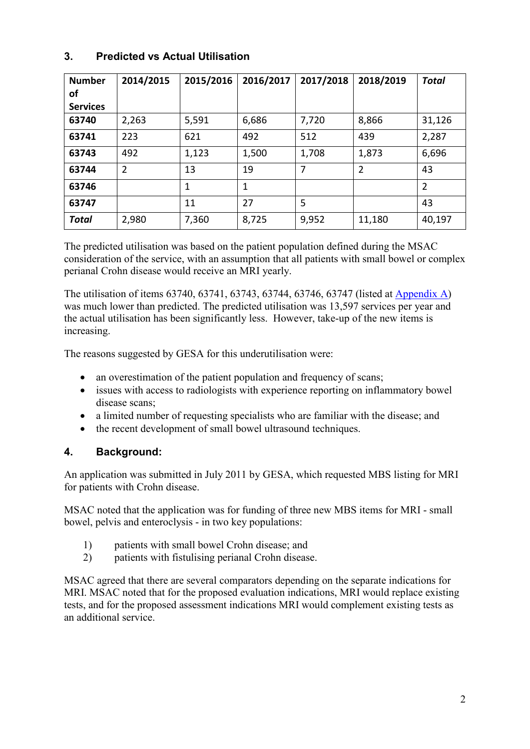## 3. Predicted vs Actual Utilisation

| Number of Services | 2014/2015 | 2015/2016 | 2016/2017 | 2017/2018 | 2018/2019 | *Total* |
|---|---|---|---|---|---|---|
| **63740** | 2,263 | 5,591 | 6,686 | 7,720 | 8,866 | 31,126 |
| **63741** | 223 | 621 | 492 | 512 | 439 | 2,287 |
| **63743** | 492 | 1,123 | 1,500 | 1,708 | 1,873 | 6,696 |
| **63744** | 2 | 13 | 19 | 7 | 2 | 43 |
| **63746** | | 1 | 1 | | | 2 |
| **63747** | | 11 | 27 | 5 | | 43 |
| ***Total*** | 2,980 | 7,360 | 8,725 | 9,952 | 11,180 | 40,197 |

The predicted utilisation was based on the patient population defined during the MSAC consideration of the service, with an assumption that all patients with small bowel or complex perianal Crohn disease would receive an MRI yearly.

The utilisation of items 63740, 63741, 63743, 63744, 63746, 63747 (listed at Appendix A) was much lower than predicted. The predicted utilisation was 13,597 services per year and the actual utilisation has been significantly less. However, take-up of the new items is increasing.

The reasons suggested by GESA for this underutilisation were:

- an overestimation of the patient population and frequency of scans;
- issues with access to radiologists with experience reporting on inflammatory bowel disease scans;
- a limited number of requesting specialists who are familiar with the disease; and
- the recent development of small bowel ultrasound techniques.

## 4. Background:

An application was submitted in July 2011 by GESA, which requested MBS listing for MRI for patients with Crohn disease.

MSAC noted that the application was for funding of three new MBS items for MRI - small bowel, pelvis and enteroclysis - in two key populations:

1) patients with small bowel Crohn disease; and
2) patients with fistulising perianal Crohn disease.

MSAC agreed that there are several comparators depending on the separate indications for MRI. MSAC noted that for the proposed evaluation indications, MRI would replace existing tests, and for the proposed assessment indications MRI would complement existing tests as an additional service.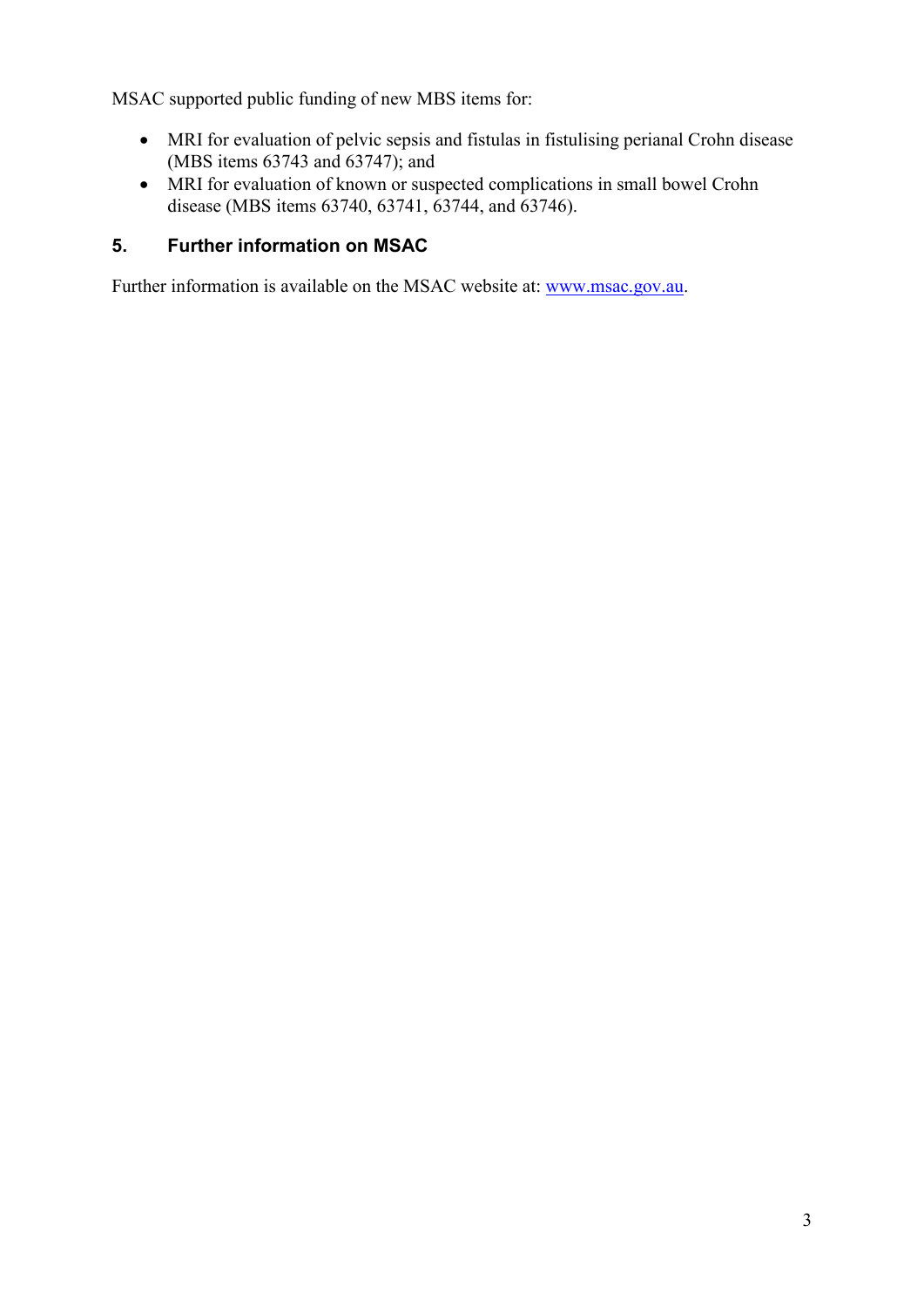MSAC supported public funding of new MBS items for:

- MRI for evaluation of pelvic sepsis and fistulas in fistulising perianal Crohn disease (MBS items 63743 and 63747); and
- MRI for evaluation of known or suspected complications in small bowel Crohn disease (MBS items 63740, 63741, 63744, and 63746).

## 5. Further information on MSAC

Further information is available on the MSAC website at: [www.msac.gov.au](http://www.msac.gov.au).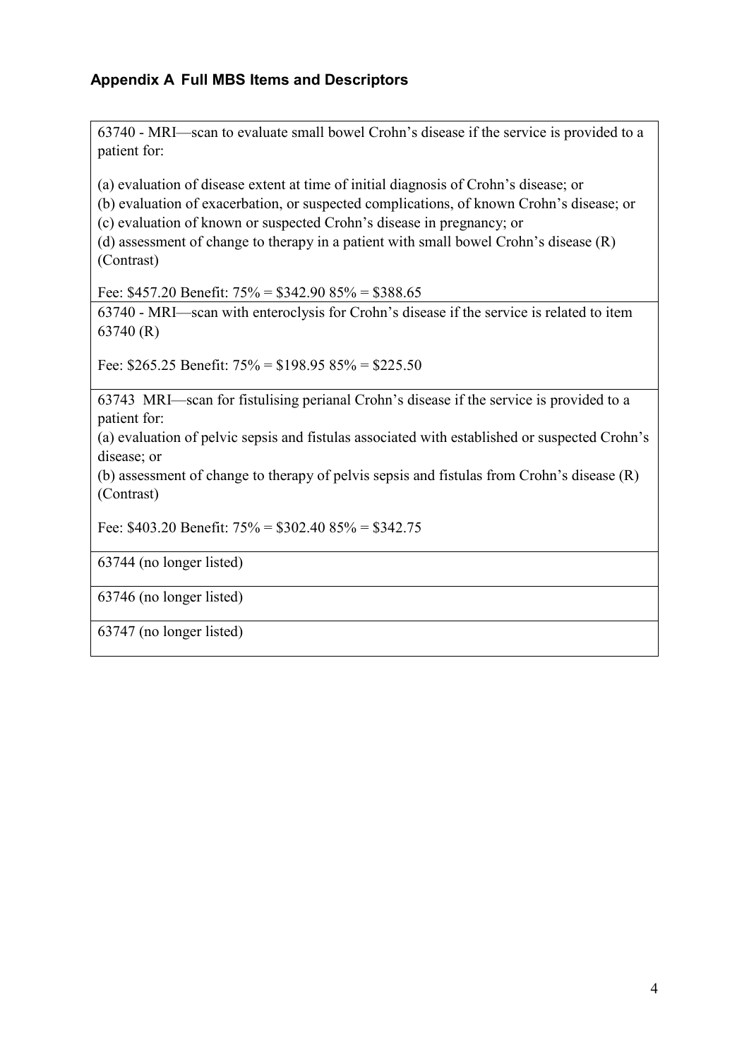## Appendix A Full MBS Items and Descriptors

| |
|---|
| 63740 - MRI—scan to evaluate small bowel Crohn's disease if the service is provided to a patient for:<br><br>(a) evaluation of disease extent at time of initial diagnosis of Crohn's disease; or<br>(b) evaluation of exacerbation, or suspected complications, of known Crohn's disease; or<br>(c) evaluation of known or suspected Crohn's disease in pregnancy; or<br>(d) assessment of change to therapy in a patient with small bowel Crohn's disease (R) (Contrast)<br><br>Fee: $457.20 Benefit: 75% = $342.90 85% = $388.65 |
| 63740 - MRI—scan with enteroclysis for Crohn's disease if the service is related to item 63740 (R)<br><br>Fee: $265.25 Benefit: 75% = $198.95 85% = $225.50 |
| 63743 MRI—scan for fistulising perianal Crohn's disease if the service is provided to a patient for:<br>(a) evaluation of pelvic sepsis and fistulas associated with established or suspected Crohn's disease; or<br>(b) assessment of change to therapy of pelvis sepsis and fistulas from Crohn's disease (R) (Contrast)<br><br>Fee: $403.20 Benefit: 75% = $302.40 85% = $342.75 |
| 63744 (no longer listed) |
| 63746 (no longer listed) |
| 63747 (no longer listed) |